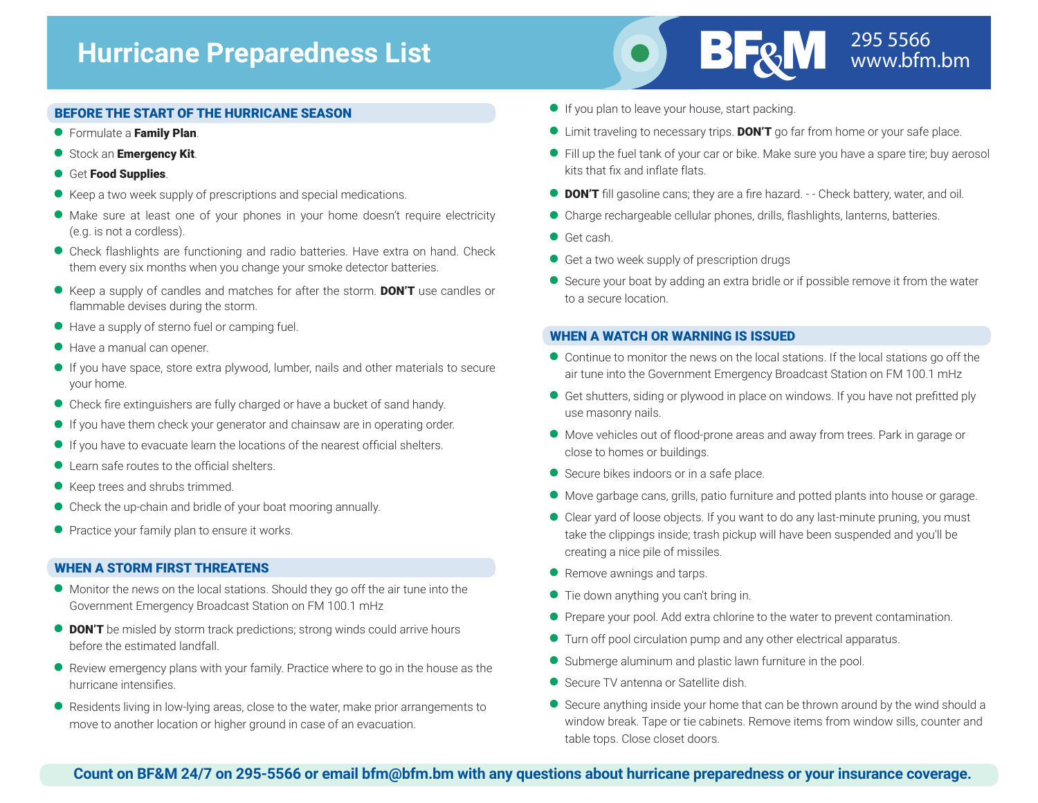# Hurricane Preparedness List

BF&M 295 5566 www.bfm.bm

## BEFORE THE START OF THE HURRICANE SEASON

- Formulate a **Family Plan**.
- Stock an **Emergency Kit**.
- Get **Food Supplies**.
- Keep a two week supply of prescriptions and special medications.
- Make sure at least one of your phones in your home doesn't require electricity (e.g. is not a cordless).
- Check flashlights are functioning and radio batteries. Have extra on hand. Check them every six months when you change your smoke detector batteries.
- Keep a supply of candles and matches for after the storm. **DON'T** use candles or flammable devises during the storm.
- Have a supply of sterno fuel or camping fuel.
- Have a manual can opener.
- If you have space, store extra plywood, lumber, nails and other materials to secure your home.
- Check fire extinguishers are fully charged or have a bucket of sand handy.
- If you have them check your generator and chainsaw are in operating order.
- If you have to evacuate learn the locations of the nearest official shelters.
- Learn safe routes to the official shelters.
- Keep trees and shrubs trimmed.
- Check the up-chain and bridle of your boat mooring annually.
- Practice your family plan to ensure it works.

## WHEN A STORM FIRST THREATENS

- Monitor the news on the local stations. Should they go off the air tune into the Government Emergency Broadcast Station on FM 100.1 mHz
- **DON'T** be misled by storm track predictions; strong winds could arrive hours before the estimated landfall.
- Review emergency plans with your family. Practice where to go in the house as the hurricane intensifies.
- Residents living in low-lying areas, close to the water, make prior arrangements to move to another location or higher ground in case of an evacuation.
- If you plan to leave your house, start packing.
- Limit traveling to necessary trips. **DON'T** go far from home or your safe place.
- Fill up the fuel tank of your car or bike. Make sure you have a spare tire; buy aerosol kits that fix and inflate flats.
- **DON'T** fill gasoline cans; they are a fire hazard. - - Check battery, water, and oil.
- Charge rechargeable cellular phones, drills, flashlights, lanterns, batteries.
- Get cash.
- Get a two week supply of prescription drugs
- Secure your boat by adding an extra bridle or if possible remove it from the water to a secure location.

## WHEN A WATCH OR WARNING IS ISSUED

- Continue to monitor the news on the local stations. If the local stations go off the air tune into the Government Emergency Broadcast Station on FM 100.1 mHz
- Get shutters, siding or plywood in place on windows. If you have not prefitted ply use masonry nails.
- Move vehicles out of flood-prone areas and away from trees. Park in garage or close to homes or buildings.
- Secure bikes indoors or in a safe place.
- Move garbage cans, grills, patio furniture and potted plants into house or garage.
- Clear yard of loose objects. If you want to do any last-minute pruning, you must take the clippings inside; trash pickup will have been suspended and you'll be creating a nice pile of missiles.
- Remove awnings and tarps.
- Tie down anything you can't bring in.
- Prepare your pool. Add extra chlorine to the water to prevent contamination.
- Turn off pool circulation pump and any other electrical apparatus.
- Submerge aluminum and plastic lawn furniture in the pool.
- Secure TV antenna or Satellite dish.
- Secure anything inside your home that can be thrown around by the wind should a window break. Tape or tie cabinets. Remove items from window sills, counter and table tops. Close closet doors.

**Count on BF&M 24/7 on 295-5566 or email bfm@bfm.bm with any questions about hurricane preparedness or your insurance coverage.**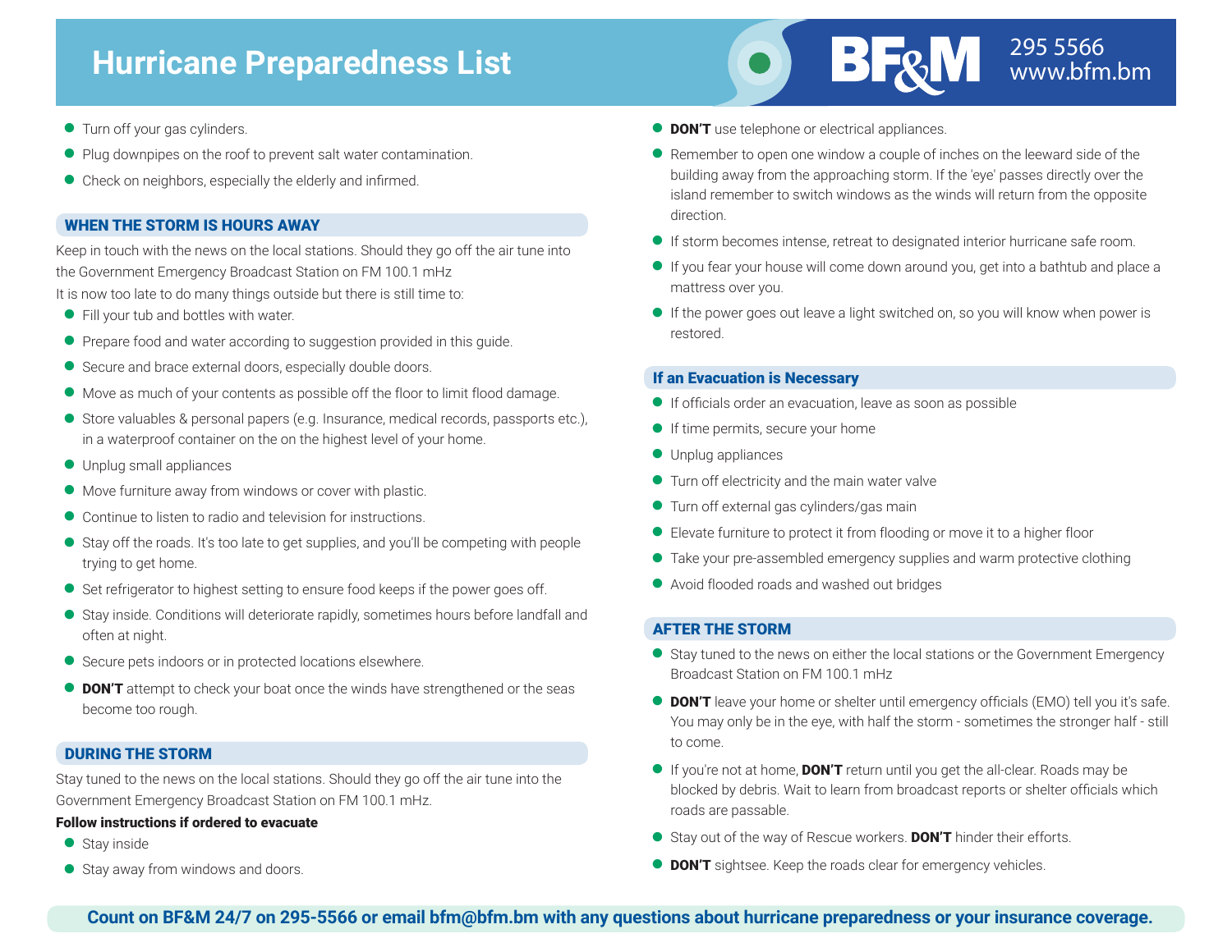# Hurricane Preparedness List

295 5566
www.bfm.bm

- Turn off your gas cylinders.
- Plug downpipes on the roof to prevent salt water contamination.
- Check on neighbors, especially the elderly and infirmed.

## WHEN THE STORM IS HOURS AWAY

Keep in touch with the news on the local stations. Should they go off the air tune into the Government Emergency Broadcast Station on FM 100.1 mHz

It is now too late to do many things outside but there is still time to:

- Fill your tub and bottles with water.
- Prepare food and water according to suggestion provided in this guide.
- Secure and brace external doors, especially double doors.
- Move as much of your contents as possible off the floor to limit flood damage.
- Store valuables & personal papers (e.g. Insurance, medical records, passports etc.), in a waterproof container on the on the highest level of your home.
- Unplug small appliances
- Move furniture away from windows or cover with plastic.
- Continue to listen to radio and television for instructions.
- Stay off the roads. It's too late to get supplies, and you'll be competing with people trying to get home.
- Set refrigerator to highest setting to ensure food keeps if the power goes off.
- Stay inside. Conditions will deteriorate rapidly, sometimes hours before landfall and often at night.
- Secure pets indoors or in protected locations elsewhere.
- **DON'T** attempt to check your boat once the winds have strengthened or the seas become too rough.

## DURING THE STORM

Stay tuned to the news on the local stations. Should they go off the air tune into the Government Emergency Broadcast Station on FM 100.1 mHz.

**Follow instructions if ordered to evacuate**

- Stay inside
- Stay away from windows and doors.
- **DON'T** use telephone or electrical appliances.
- Remember to open one window a couple of inches on the leeward side of the building away from the approaching storm. If the 'eye' passes directly over the island remember to switch windows as the winds will return from the opposite direction.
- If storm becomes intense, retreat to designated interior hurricane safe room.
- If you fear your house will come down around you, get into a bathtub and place a mattress over you.
- If the power goes out leave a light switched on, so you will know when power is restored.

## If an Evacuation is Necessary

- If officials order an evacuation, leave as soon as possible
- If time permits, secure your home
- Unplug appliances
- Turn off electricity and the main water valve
- Turn off external gas cylinders/gas main
- Elevate furniture to protect it from flooding or move it to a higher floor
- Take your pre-assembled emergency supplies and warm protective clothing
- Avoid flooded roads and washed out bridges

## AFTER THE STORM

- Stay tuned to the news on either the local stations or the Government Emergency Broadcast Station on FM 100.1 mHz
- **DON'T** leave your home or shelter until emergency officials (EMO) tell you it's safe. You may only be in the eye, with half the storm - sometimes the stronger half - still to come.
- If you're not at home, **DON'T** return until you get the all-clear. Roads may be blocked by debris. Wait to learn from broadcast reports or shelter officials which roads are passable.
- Stay out of the way of Rescue workers. **DON'T** hinder their efforts.
- **DON'T** sightsee. Keep the roads clear for emergency vehicles.

**Count on BF&M 24/7 on 295-5566 or email bfm@bfm.bm with any questions about hurricane preparedness or your insurance coverage.**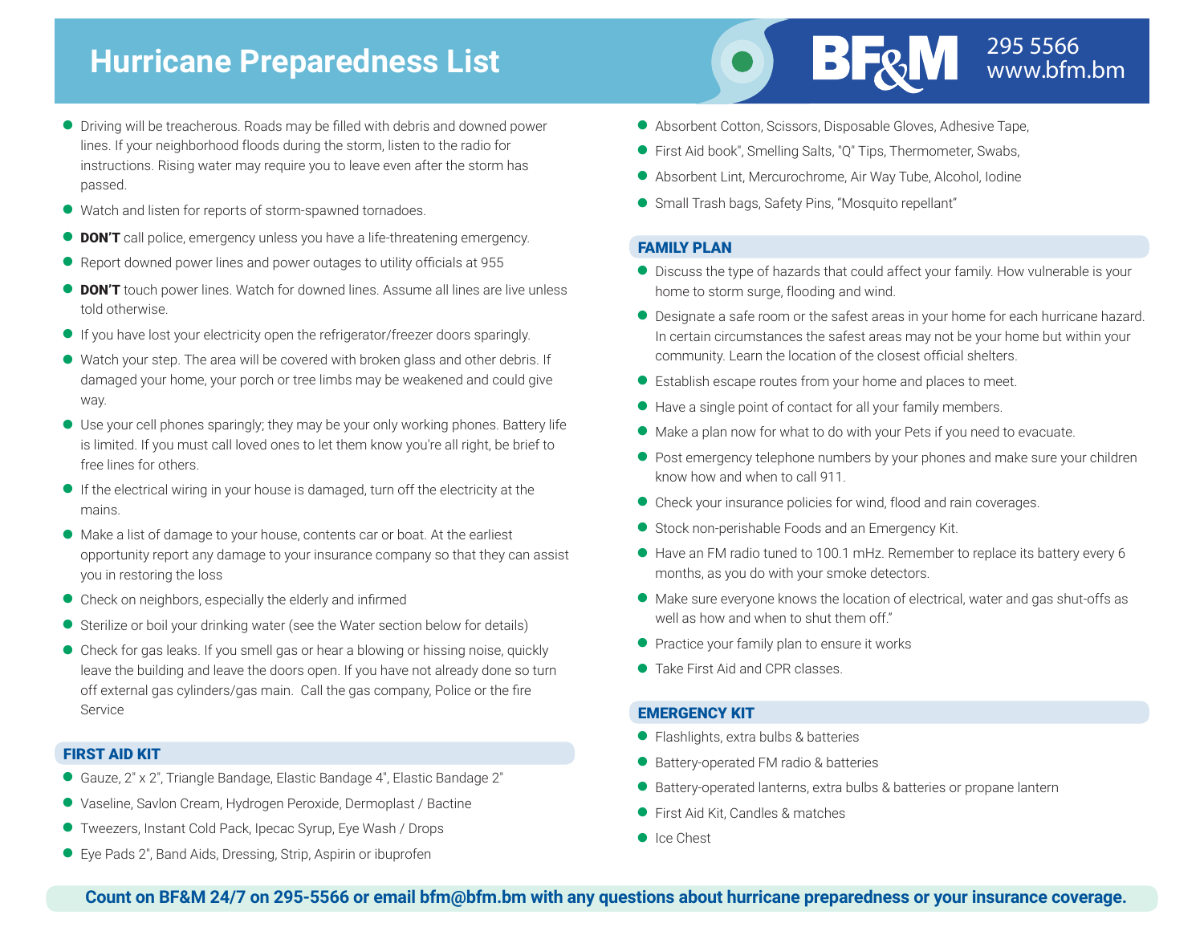# Hurricane Preparedness List

BF&M 295 5566 www.bfm.bm

- Driving will be treacherous. Roads may be filled with debris and downed power lines. If your neighborhood floods during the storm, listen to the radio for instructions. Rising water may require you to leave even after the storm has passed.
- Watch and listen for reports of storm-spawned tornadoes.
- **DON'T** call police, emergency unless you have a life-threatening emergency.
- Report downed power lines and power outages to utility officials at 955
- **DON'T** touch power lines. Watch for downed lines. Assume all lines are live unless told otherwise.
- If you have lost your electricity open the refrigerator/freezer doors sparingly.
- Watch your step. The area will be covered with broken glass and other debris. If damaged your home, your porch or tree limbs may be weakened and could give way.
- Use your cell phones sparingly; they may be your only working phones. Battery life is limited. If you must call loved ones to let them know you're all right, be brief to free lines for others.
- If the electrical wiring in your house is damaged, turn off the electricity at the mains.
- Make a list of damage to your house, contents car or boat. At the earliest opportunity report any damage to your insurance company so that they can assist you in restoring the loss
- Check on neighbors, especially the elderly and infirmed
- Sterilize or boil your drinking water (see the Water section below for details)
- Check for gas leaks. If you smell gas or hear a blowing or hissing noise, quickly leave the building and leave the doors open. If you have not already done so turn off external gas cylinders/gas main. Call the gas company, Police or the fire Service

## FIRST AID KIT

- Gauze, 2" x 2", Triangle Bandage, Elastic Bandage 4", Elastic Bandage 2"
- Vaseline, Savlon Cream, Hydrogen Peroxide, Dermoplast / Bactine
- Tweezers, Instant Cold Pack, Ipecac Syrup, Eye Wash / Drops
- Eye Pads 2", Band Aids, Dressing, Strip, Aspirin or ibuprofen
- Absorbent Cotton, Scissors, Disposable Gloves, Adhesive Tape,
- First Aid book", Smelling Salts, "Q" Tips, Thermometer, Swabs,
- Absorbent Lint, Mercurochrome, Air Way Tube, Alcohol, Iodine
- Small Trash bags, Safety Pins, "Mosquito repellant"

## FAMILY PLAN

- Discuss the type of hazards that could affect your family. How vulnerable is your home to storm surge, flooding and wind.
- Designate a safe room or the safest areas in your home for each hurricane hazard. In certain circumstances the safest areas may not be your home but within your community. Learn the location of the closest official shelters.
- Establish escape routes from your home and places to meet.
- Have a single point of contact for all your family members.
- Make a plan now for what to do with your Pets if you need to evacuate.
- Post emergency telephone numbers by your phones and make sure your children know how and when to call 911.
- Check your insurance policies for wind, flood and rain coverages.
- Stock non-perishable Foods and an Emergency Kit.
- Have an FM radio tuned to 100.1 mHz. Remember to replace its battery every 6 months, as you do with your smoke detectors.
- Make sure everyone knows the location of electrical, water and gas shut-offs as well as how and when to shut them off."
- Practice your family plan to ensure it works
- Take First Aid and CPR classes.

## EMERGENCY KIT

- Flashlights, extra bulbs & batteries
- Battery-operated FM radio & batteries
- Battery-operated lanterns, extra bulbs & batteries or propane lantern
- First Aid Kit, Candles & matches
- Ice Chest

**Count on BF&M 24/7 on 295-5566 or email bfm@bfm.bm with any questions about hurricane preparedness or your insurance coverage.**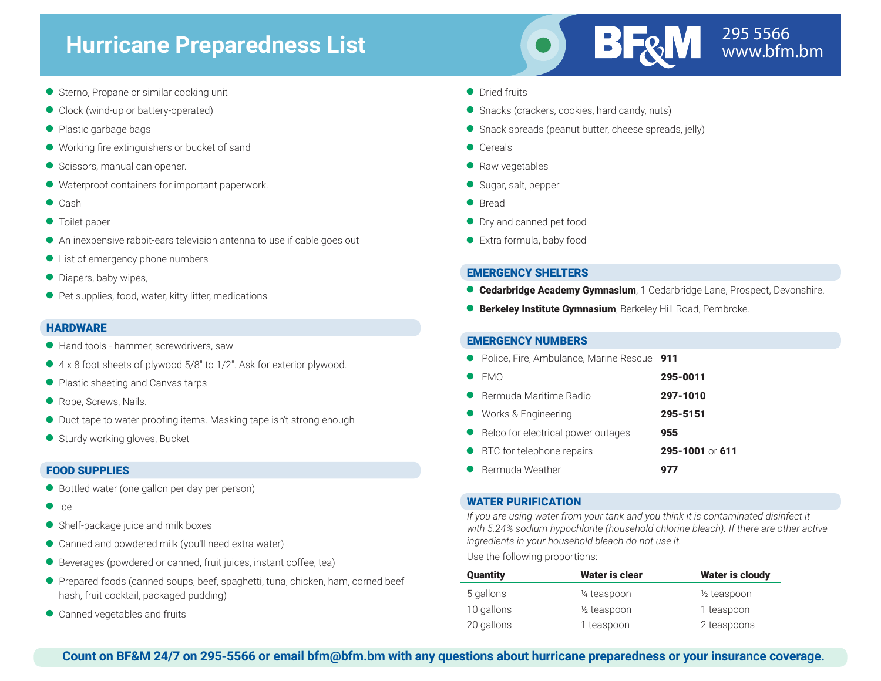# Hurricane Preparedness List

BF&M 295 5566 www.bfm.bm

- Sterno, Propane or similar cooking unit
- Clock (wind-up or battery-operated)
- Plastic garbage bags
- Working fire extinguishers or bucket of sand
- Scissors, manual can opener.
- Waterproof containers for important paperwork.
- Cash
- Toilet paper
- An inexpensive rabbit-ears television antenna to use if cable goes out
- List of emergency phone numbers
- Diapers, baby wipes,
- Pet supplies, food, water, kitty litter, medications

## HARDWARE

- Hand tools - hammer, screwdrivers, saw
- 4 x 8 foot sheets of plywood 5/8" to 1/2". Ask for exterior plywood.
- Plastic sheeting and Canvas tarps
- Rope, Screws, Nails.
- Duct tape to water proofing items. Masking tape isn't strong enough
- Sturdy working gloves, Bucket

## FOOD SUPPLIES

- Bottled water (one gallon per day per person)
- Ice
- Shelf-package juice and milk boxes
- Canned and powdered milk (you'll need extra water)
- Beverages (powdered or canned, fruit juices, instant coffee, tea)
- Prepared foods (canned soups, beef, spaghetti, tuna, chicken, ham, corned beef hash, fruit cocktail, packaged pudding)
- Canned vegetables and fruits
- Dried fruits
- Snacks (crackers, cookies, hard candy, nuts)
- Snack spreads (peanut butter, cheese spreads, jelly)
- Cereals
- Raw vegetables
- Sugar, salt, pepper
- Bread
- Dry and canned pet food
- Extra formula, baby food

## EMERGENCY SHELTERS

- **Cedarbridge Academy Gymnasium**, 1 Cedarbridge Lane, Prospect, Devonshire.
- **Berkeley Institute Gymnasium**, Berkeley Hill Road, Pembroke.

## EMERGENCY NUMBERS

- Police, Fire, Ambulance, Marine Rescue **911**
- EMO **295-0011**
- Bermuda Maritime Radio **297-1010**
- Works & Engineering **295-5151**
- Belco for electrical power outages **955**
- BTC for telephone repairs **295-1001** or **611**
- Bermuda Weather **977**

## WATER PURIFICATION

*If you are using water from your tank and you think it is contaminated disinfect it with 5.24% sodium hypochlorite (household chlorine bleach). If there are other active ingredients in your household bleach do not use it.*

Use the following proportions:

| Quantity | Water is clear | Water is cloudy |
|---|---|---|
| 5 gallons | ¼ teaspoon | ½ teaspoon |
| 10 gallons | ½ teaspoon | 1 teaspoon |
| 20 gallons | 1 teaspoon | 2 teaspoons |

**Count on BF&M 24/7 on 295-5566 or email bfm@bfm.bm with any questions about hurricane preparedness or your insurance coverage.**